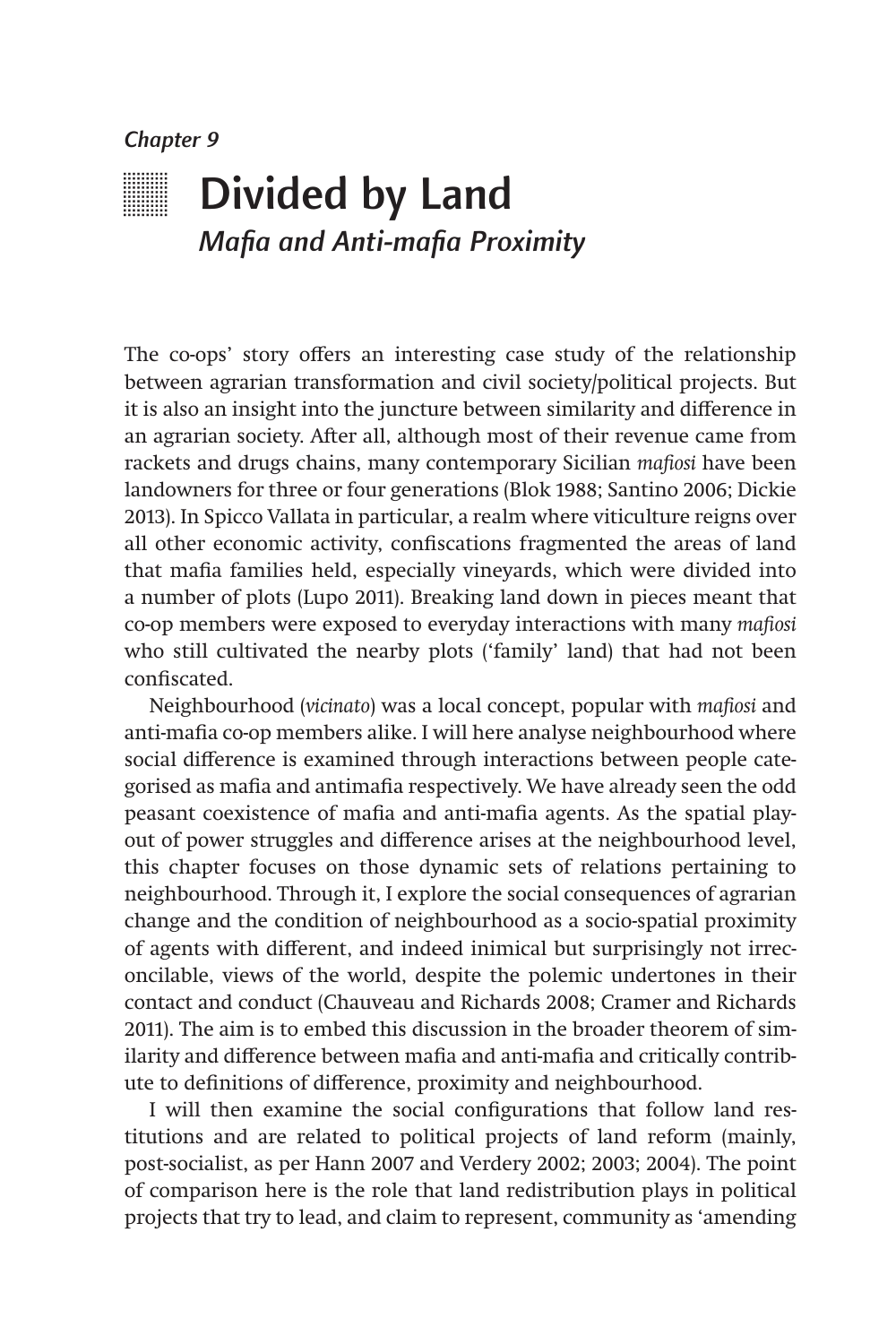*Chapter 9*

# Divided by Land

## *Mafia and Anti-mafia Proximity*

The co-ops' story offers an interesting case study of the relationship between agrarian transformation and civil society/political projects. But it is also an insight into the juncture between similarity and difference in an agrarian society. After all, although most of their revenue came from rackets and drugs chains, many contemporary Sicilian *mafiosi* have been landowners for three or four generations (Blok 1988; Santino 2006; Dickie 2013). In Spicco Vallata in particular, a realm where viticulture reigns over all other economic activity, confiscations fragmented the areas of land that mafia families held, especially vineyards, which were divided into a number of plots (Lupo 2011). Breaking land down in pieces meant that co-op members were exposed to everyday interactions with many *mafiosi* who still cultivated the nearby plots ('family' land) that had not been confiscated.

Neighbourhood (*vicinato*) was a local concept, popular with *mafiosi* and anti-mafia co-op members alike. I will here analyse neighbourhood where social difference is examined through interactions between people categorised as mafia and antimafia respectively. We have already seen the odd peasant coexistence of mafia and anti-mafia agents. As the spatial playout of power struggles and difference arises at the neighbourhood level, this chapter focuses on those dynamic sets of relations pertaining to neighbourhood. Through it, I explore the social consequences of agrarian change and the condition of neighbourhood as a socio-spatial proximity of agents with different, and indeed inimical but surprisingly not irreconcilable, views of the world, despite the polemic undertones in their contact and conduct (Chauveau and Richards 2008; Cramer and Richards 2011). The aim is to embed this discussion in the broader theorem of similarity and difference between mafia and anti-mafia and critically contribute to definitions of difference, proximity and neighbourhood.

I will then examine the social configurations that follow land restitutions and are related to political projects of land reform (mainly, post-socialist, as per Hann 2007 and Verdery 2002; 2003; 2004). The point of comparison here is the role that land redistribution plays in political projects that try to lead, and claim to represent, community as 'amending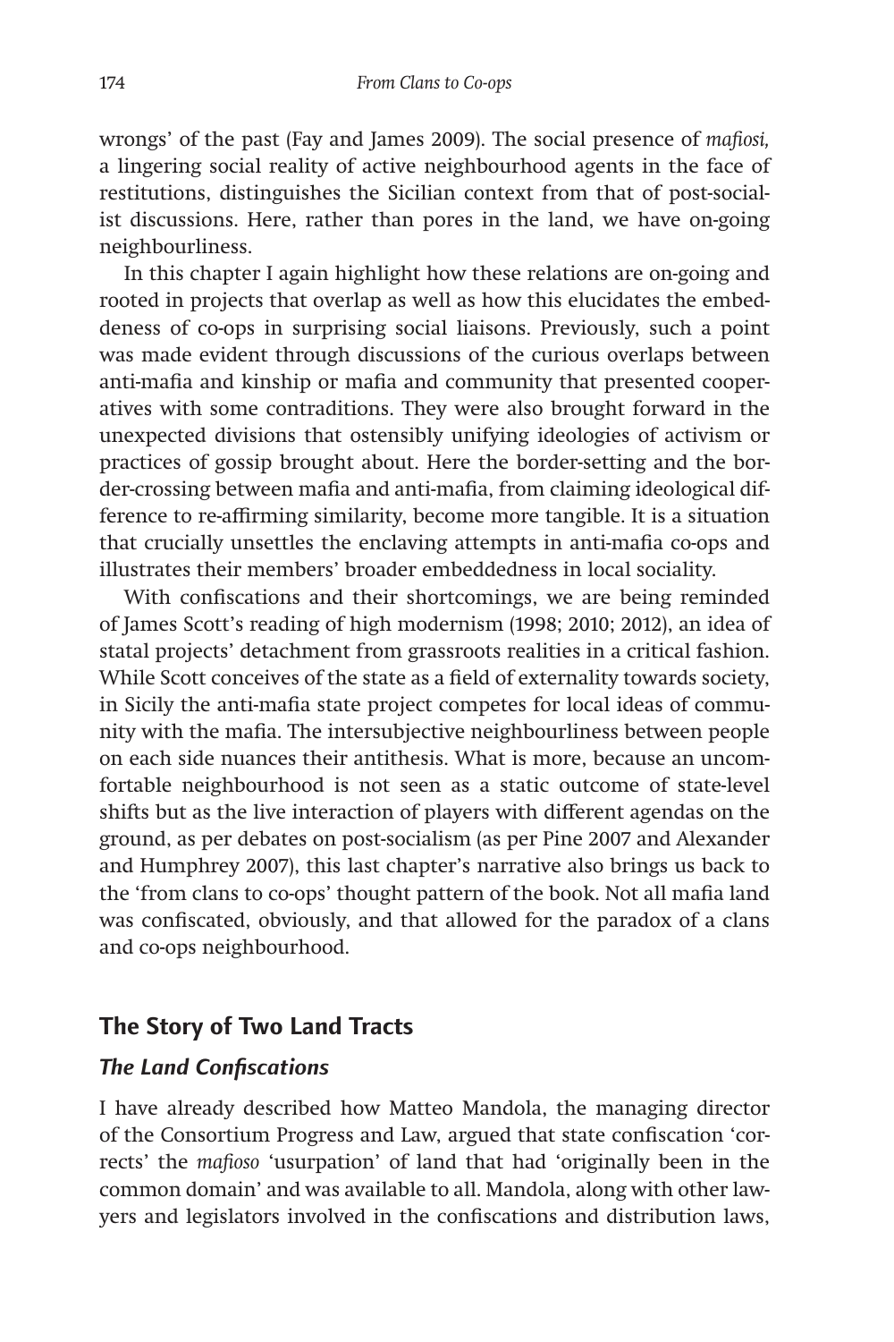wrongs' of the past (Fay and James 2009). The social presence of *mafiosi,* a lingering social reality of active neighbourhood agents in the face of restitutions, distinguishes the Sicilian context from that of post-socialist discussions. Here, rather than pores in the land, we have on-going neighbourliness.

In this chapter I again highlight how these relations are on-going and rooted in projects that overlap as well as how this elucidates the embeddeness of co-ops in surprising social liaisons. Previously, such a point was made evident through discussions of the curious overlaps between anti-mafia and kinship or mafia and community that presented cooperatives with some contradictions. They were also brought forward in the unexpected divisions that ostensibly unifying ideologies of activism or practices of gossip brought about. Here the border-setting and the border-crossing between mafia and anti-mafia, from claiming ideological difference to re-affirming similarity, become more tangible. It is a situation that crucially unsettles the enclaving attempts in anti-mafia co-ops and illustrates their members' broader embeddedness in local sociality.

With confiscations and their shortcomings, we are being reminded of James Scott's reading of high modernism (1998; 2010; 2012), an idea of statal projects' detachment from grassroots realities in a critical fashion. While Scott conceives of the state as a field of externality towards society, in Sicily the anti-mafia state project competes for local ideas of community with the mafia. The intersubjective neighbourliness between people on each side nuances their antithesis. What is more, because an uncomfortable neighbourhood is not seen as a static outcome of state-level shifts but as the live interaction of players with different agendas on the ground, as per debates on post-socialism (as per Pine 2007 and Alexander and Humphrey 2007), this last chapter's narrative also brings us back to the 'from clans to co-ops' thought pattern of the book. Not all mafia land was confiscated, obviously, and that allowed for the paradox of a clans and co-ops neighbourhood.

## The Story of Two Land Tracts

### *The Land Confiscations*

I have already described how Matteo Mandola, the managing director of the Consortium Progress and Law, argued that state confiscation 'corrects' the *mafioso* 'usurpation' of land that had 'originally been in the common domain' and was available to all. Mandola, along with other lawyers and legislators involved in the confiscations and distribution laws,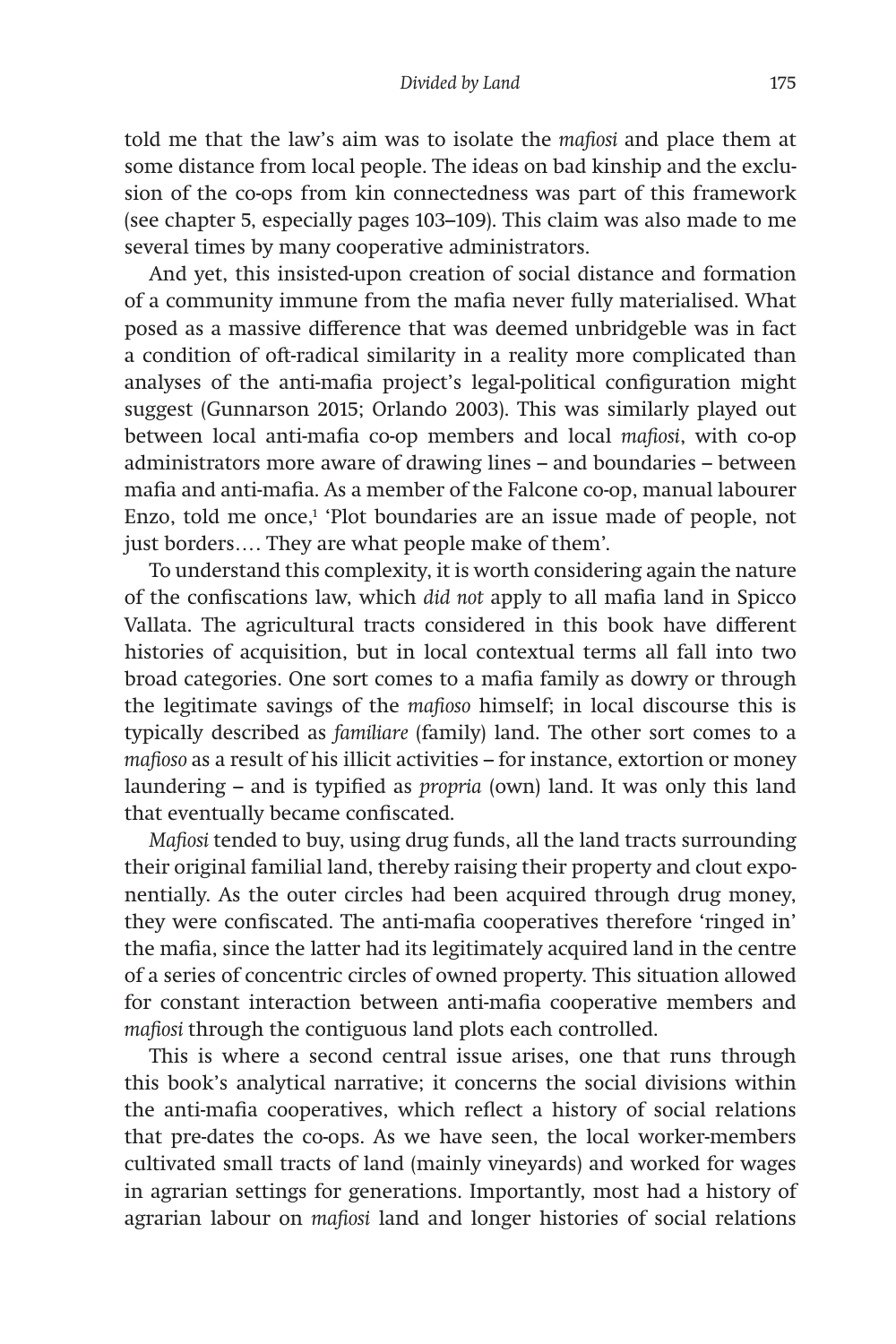told me that the law's aim was to isolate the *mafiosi* and place them at some distance from local people. The ideas on bad kinship and the exclusion of the co-ops from kin connectedness was part of this framework (see chapter 5, especially pages 103–109). This claim was also made to me several times by many cooperative administrators.

And yet, this insisted-upon creation of social distance and formation of a community immune from the mafia never fully materialised. What posed as a massive difference that was deemed unbridgeble was in fact a condition of oft-radical similarity in a reality more complicated than analyses of the anti-mafia project's legal-political configuration might suggest (Gunnarson 2015; Orlando 2003). This was similarly played out between local anti-mafia co-op members and local *mafiosi*, with co-op administrators more aware of drawing lines – and boundaries – between mafia and anti-mafia. As a member of the Falcone co-op, manual labourer Enzo, told me once,[1] 'Plot boundaries are an issue made of people, not just borders.… They are what people make of them'.

To understand this complexity, it is worth considering again the nature of the confiscations law, which *did not* apply to all mafia land in Spicco Vallata. The agricultural tracts considered in this book have different histories of acquisition, but in local contextual terms all fall into two broad categories. One sort comes to a mafia family as dowry or through the legitimate savings of the *mafioso* himself; in local discourse this is typically described as *familiare* (family) land. The other sort comes to a *mafioso* as a result of his illicit activities – for instance, extortion or money laundering – and is typified as *propria* (own) land. It was only this land that eventually became confiscated.

*Mafiosi* tended to buy, using drug funds, all the land tracts surrounding their original familial land, thereby raising their property and clout exponentially. As the outer circles had been acquired through drug money, they were confiscated. The anti-mafia cooperatives therefore 'ringed in' the mafia, since the latter had its legitimately acquired land in the centre of a series of concentric circles of owned property. This situation allowed for constant interaction between anti-mafia cooperative members and *mafiosi* through the contiguous land plots each controlled.

This is where a second central issue arises, one that runs through this book's analytical narrative; it concerns the social divisions within the anti-mafia cooperatives, which reflect a history of social relations that pre-dates the co-ops. As we have seen, the local worker-members cultivated small tracts of land (mainly vineyards) and worked for wages in agrarian settings for generations. Importantly, most had a history of agrarian labour on *mafiosi* land and longer histories of social relations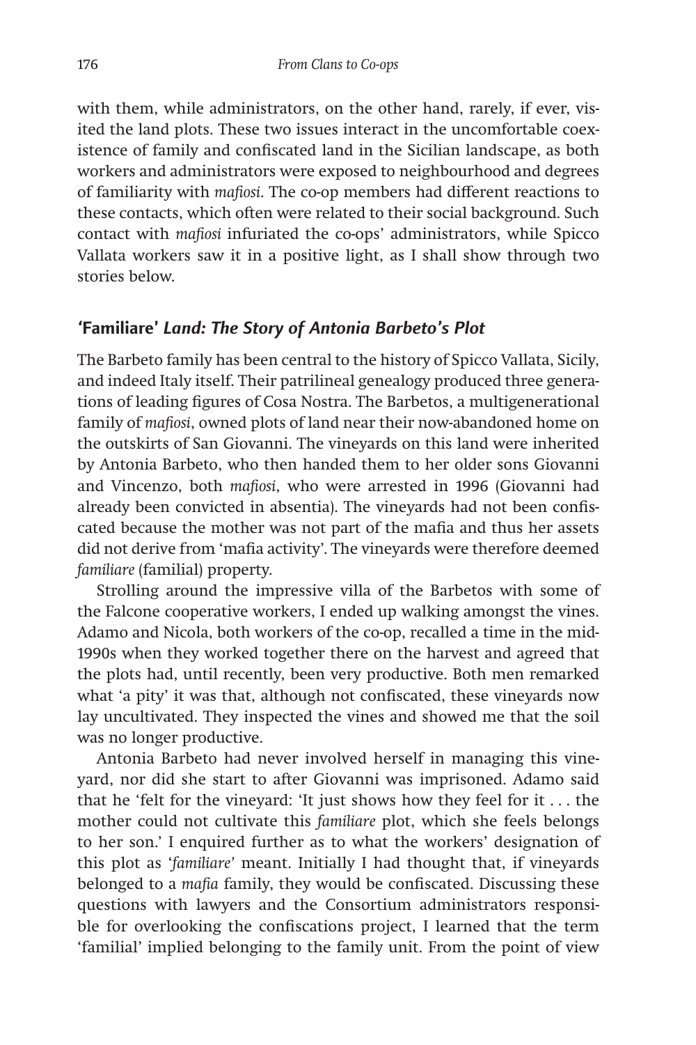with them, while administrators, on the other hand, rarely, if ever, visited the land plots. These two issues interact in the uncomfortable coexistence of family and confiscated land in the Sicilian landscape, as both workers and administrators were exposed to neighbourhood and degrees of familiarity with *mafiosi*. The co-op members had different reactions to these contacts, which often were related to their social background. Such contact with *mafiosi* infuriated the co-ops' administrators, while Spicco Vallata workers saw it in a positive light, as I shall show through two stories below.

## 'Familiare' *Land: The Story of Antonia Barbeto's Plot*

The Barbeto family has been central to the history of Spicco Vallata, Sicily, and indeed Italy itself. Their patrilineal genealogy produced three generations of leading figures of Cosa Nostra. The Barbetos, a multigenerational family of *mafiosi*, owned plots of land near their now-abandoned home on the outskirts of San Giovanni. The vineyards on this land were inherited by Antonia Barbeto, who then handed them to her older sons Giovanni and Vincenzo, both *mafiosi*, who were arrested in 1996 (Giovanni had already been convicted in absentia). The vineyards had not been confiscated because the mother was not part of the mafia and thus her assets did not derive from 'mafia activity'. The vineyards were therefore deemed *familiare* (familial) property.

Strolling around the impressive villa of the Barbetos with some of the Falcone cooperative workers, I ended up walking amongst the vines. Adamo and Nicola, both workers of the co-op, recalled a time in the mid-1990s when they worked together there on the harvest and agreed that the plots had, until recently, been very productive. Both men remarked what 'a pity' it was that, although not confiscated, these vineyards now lay uncultivated. They inspected the vines and showed me that the soil was no longer productive.

Antonia Barbeto had never involved herself in managing this vineyard, nor did she start to after Giovanni was imprisoned. Adamo said that he 'felt for the vineyard: 'It just shows how they feel for it . . . the mother could not cultivate this *familiare* plot, which she feels belongs to her son.' I enquired further as to what the workers' designation of this plot as '*familiare*' meant. Initially I had thought that, if vineyards belonged to a *mafia* family, they would be confiscated. Discussing these questions with lawyers and the Consortium administrators responsible for overlooking the confiscations project, I learned that the term 'familial' implied belonging to the family unit. From the point of view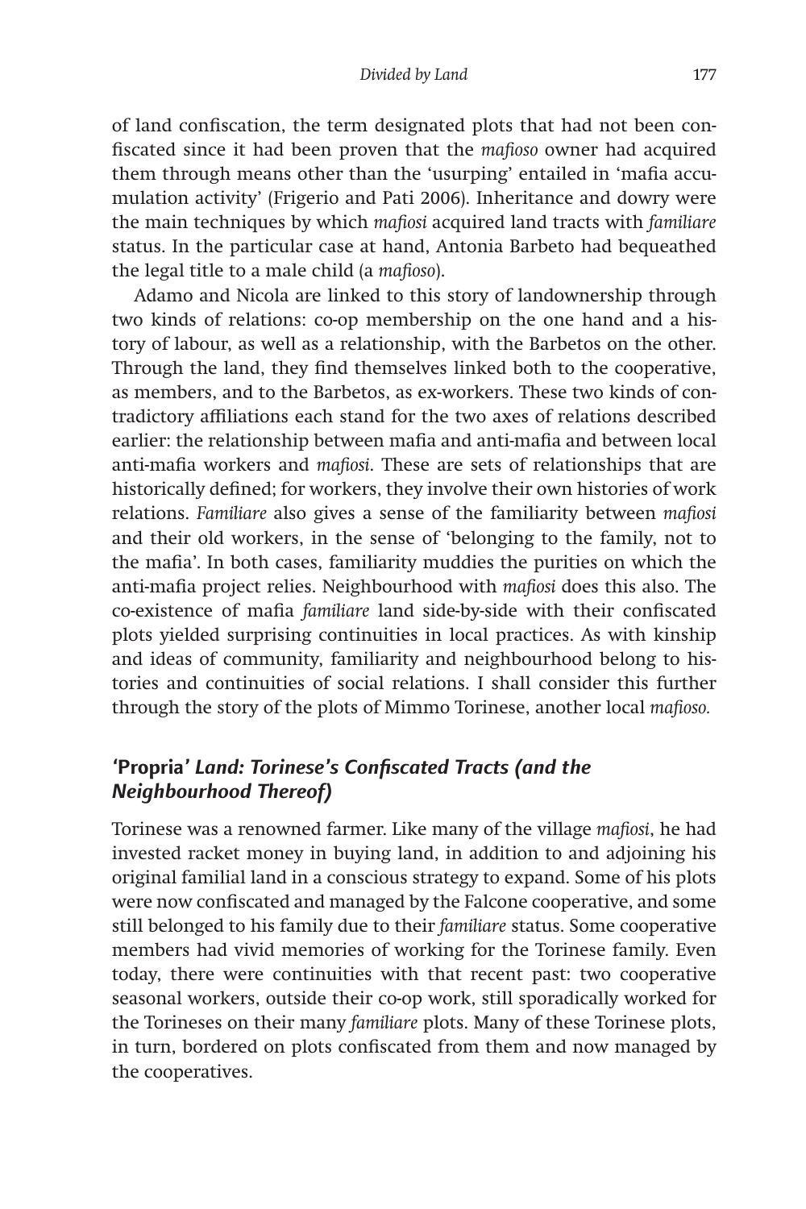of land confiscation, the term designated plots that had not been confiscated since it had been proven that the *mafioso* owner had acquired them through means other than the 'usurping' entailed in 'mafia accumulation activity' (Frigerio and Pati 2006). Inheritance and dowry were the main techniques by which *mafiosi* acquired land tracts with *familiare* status. In the particular case at hand, Antonia Barbeto had bequeathed the legal title to a male child (a *mafioso*).

Adamo and Nicola are linked to this story of landownership through two kinds of relations: co-op membership on the one hand and a history of labour, as well as a relationship, with the Barbetos on the other. Through the land, they find themselves linked both to the cooperative, as members, and to the Barbetos, as ex-workers. These two kinds of contradictory affiliations each stand for the two axes of relations described earlier: the relationship between mafia and anti-mafia and between local anti-mafia workers and *mafiosi*. These are sets of relationships that are historically defined; for workers, they involve their own histories of work relations. *Familiare* also gives a sense of the familiarity between *mafiosi* and their old workers, in the sense of 'belonging to the family, not to the mafia'. In both cases, familiarity muddies the purities on which the anti-mafia project relies. Neighbourhood with *mafiosi* does this also. The co-existence of mafia *familiare* land side-by-side with their confiscated plots yielded surprising continuities in local practices. As with kinship and ideas of community, familiarity and neighbourhood belong to histories and continuities of social relations. I shall consider this further through the story of the plots of Mimmo Torinese, another local *mafioso.*

## 'Propria' *Land: Torinese's Confiscated Tracts (and the Neighbourhood Thereof)*

Torinese was a renowned farmer. Like many of the village *mafiosi*, he had invested racket money in buying land, in addition to and adjoining his original familial land in a conscious strategy to expand. Some of his plots were now confiscated and managed by the Falcone cooperative, and some still belonged to his family due to their *familiare* status. Some cooperative members had vivid memories of working for the Torinese family. Even today, there were continuities with that recent past: two cooperative seasonal workers, outside their co-op work, still sporadically worked for the Torineses on their many *familiare* plots. Many of these Torinese plots, in turn, bordered on plots confiscated from them and now managed by the cooperatives.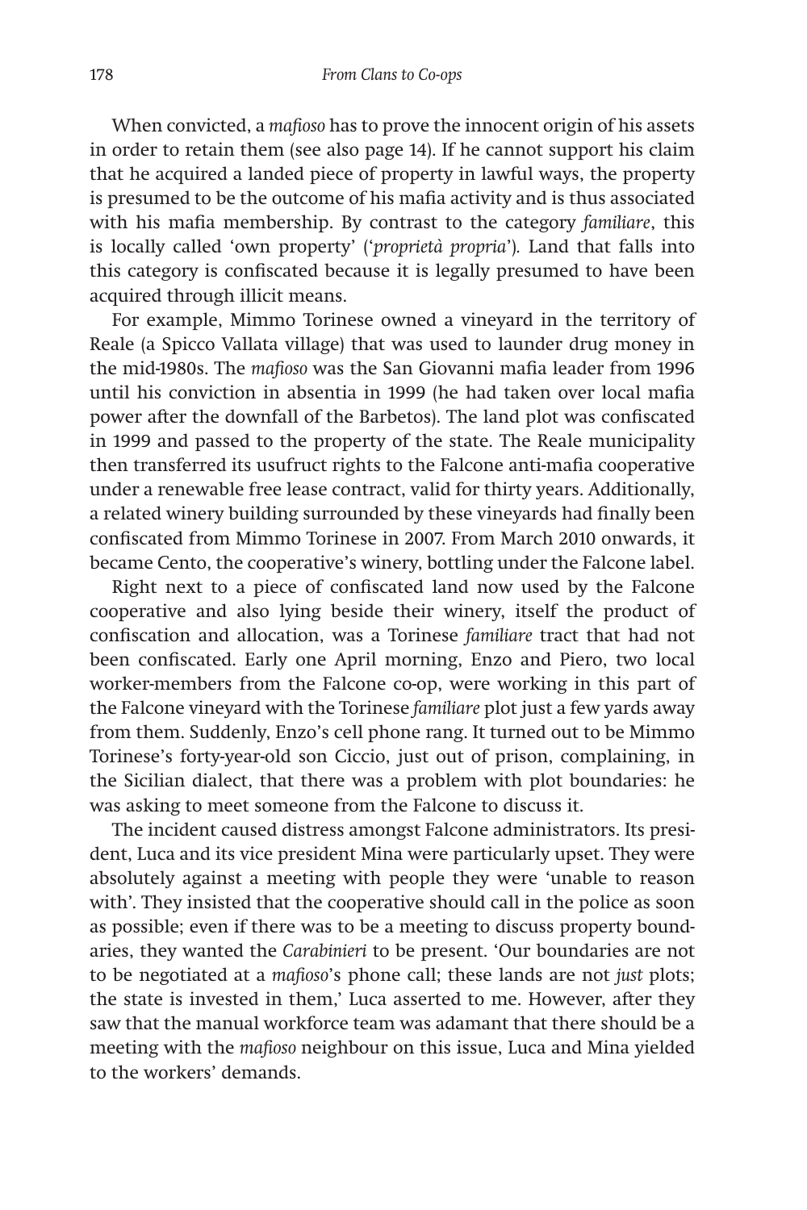When convicted, a *mafioso* has to prove the innocent origin of his assets in order to retain them (see also page 14). If he cannot support his claim that he acquired a landed piece of property in lawful ways, the property is presumed to be the outcome of his mafia activity and is thus associated with his mafia membership. By contrast to the category *familiare*, this is locally called 'own property' ('*proprietà propria*'). Land that falls into this category is confiscated because it is legally presumed to have been acquired through illicit means.

For example, Mimmo Torinese owned a vineyard in the territory of Reale (a Spicco Vallata village) that was used to launder drug money in the mid-1980s. The *mafioso* was the San Giovanni mafia leader from 1996 until his conviction in absentia in 1999 (he had taken over local mafia power after the downfall of the Barbetos). The land plot was confiscated in 1999 and passed to the property of the state. The Reale municipality then transferred its usufruct rights to the Falcone anti-mafia cooperative under a renewable free lease contract, valid for thirty years. Additionally, a related winery building surrounded by these vineyards had finally been confiscated from Mimmo Torinese in 2007. From March 2010 onwards, it became Cento, the cooperative's winery, bottling under the Falcone label.

Right next to a piece of confiscated land now used by the Falcone cooperative and also lying beside their winery, itself the product of confiscation and allocation, was a Torinese *familiare* tract that had not been confiscated. Early one April morning, Enzo and Piero, two local worker-members from the Falcone co-op, were working in this part of the Falcone vineyard with the Torinese *familiare* plot just a few yards away from them. Suddenly, Enzo's cell phone rang. It turned out to be Mimmo Torinese's forty-year-old son Ciccio, just out of prison, complaining, in the Sicilian dialect, that there was a problem with plot boundaries: he was asking to meet someone from the Falcone to discuss it.

The incident caused distress amongst Falcone administrators. Its president, Luca and its vice president Mina were particularly upset. They were absolutely against a meeting with people they were 'unable to reason with'. They insisted that the cooperative should call in the police as soon as possible; even if there was to be a meeting to discuss property boundaries, they wanted the *Carabinieri* to be present. 'Our boundaries are not to be negotiated at a *mafioso*'s phone call; these lands are not *just* plots; the state is invested in them,' Luca asserted to me. However, after they saw that the manual workforce team was adamant that there should be a meeting with the *mafioso* neighbour on this issue, Luca and Mina yielded to the workers' demands.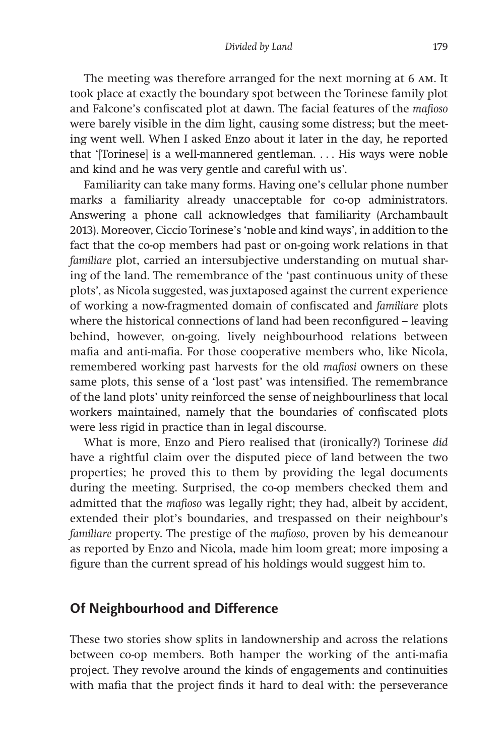The meeting was therefore arranged for the next morning at 6 AM. It took place at exactly the boundary spot between the Torinese family plot and Falcone's confiscated plot at dawn. The facial features of the *mafioso* were barely visible in the dim light, causing some distress; but the meeting went well. When I asked Enzo about it later in the day, he reported that '[Torinese] is a well-mannered gentleman. . . . His ways were noble and kind and he was very gentle and careful with us'.

Familiarity can take many forms. Having one's cellular phone number marks a familiarity already unacceptable for co-op administrators. Answering a phone call acknowledges that familiarity (Archambault 2013). Moreover, Ciccio Torinese's 'noble and kind ways', in addition to the fact that the co-op members had past or on-going work relations in that *familiare* plot, carried an intersubjective understanding on mutual sharing of the land. The remembrance of the 'past continuous unity of these plots', as Nicola suggested, was juxtaposed against the current experience of working a now-fragmented domain of confiscated and *familiare* plots where the historical connections of land had been reconfigured – leaving behind, however, on-going, lively neighbourhood relations between mafia and anti-mafia. For those cooperative members who, like Nicola, remembered working past harvests for the old *mafiosi* owners on these same plots, this sense of a 'lost past' was intensified. The remembrance of the land plots' unity reinforced the sense of neighbourliness that local workers maintained, namely that the boundaries of confiscated plots were less rigid in practice than in legal discourse.

What is more, Enzo and Piero realised that (ironically?) Torinese *did* have a rightful claim over the disputed piece of land between the two properties; he proved this to them by providing the legal documents during the meeting. Surprised, the co-op members checked them and admitted that the *mafioso* was legally right; they had, albeit by accident, extended their plot's boundaries, and trespassed on their neighbour's *familiare* property. The prestige of the *mafioso*, proven by his demeanour as reported by Enzo and Nicola, made him loom great; more imposing a figure than the current spread of his holdings would suggest him to.

## Of Neighbourhood and Difference

These two stories show splits in landownership and across the relations between co-op members. Both hamper the working of the anti-mafia project. They revolve around the kinds of engagements and continuities with mafia that the project finds it hard to deal with: the perseverance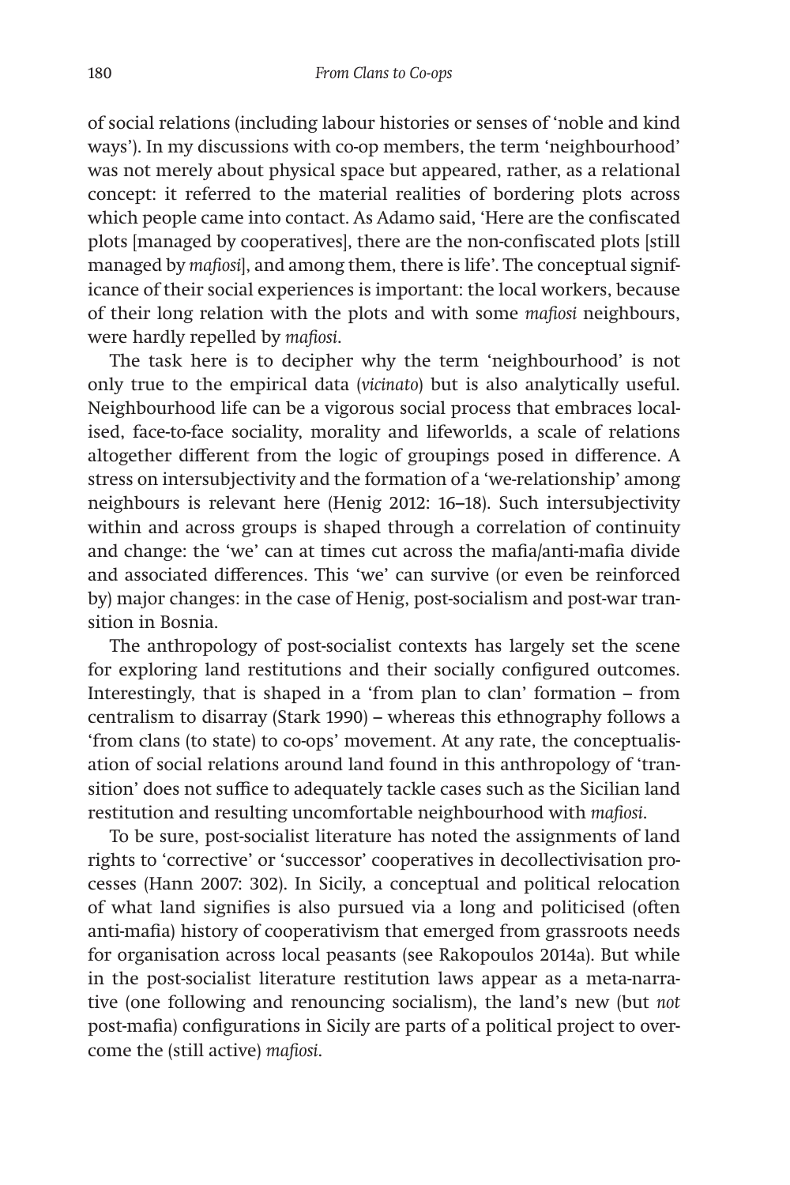of social relations (including labour histories or senses of 'noble and kind ways'). In my discussions with co-op members, the term 'neighbourhood' was not merely about physical space but appeared, rather, as a relational concept: it referred to the material realities of bordering plots across which people came into contact. As Adamo said, 'Here are the confiscated plots [managed by cooperatives], there are the non-confiscated plots [still managed by *mafiosi*], and among them, there is life'. The conceptual significance of their social experiences is important: the local workers, because of their long relation with the plots and with some *mafiosi* neighbours, were hardly repelled by *mafiosi*.

The task here is to decipher why the term 'neighbourhood' is not only true to the empirical data (*vicinato*) but is also analytically useful. Neighbourhood life can be a vigorous social process that embraces localised, face-to-face sociality, morality and lifeworlds, a scale of relations altogether different from the logic of groupings posed in difference. A stress on intersubjectivity and the formation of a 'we-relationship' among neighbours is relevant here (Henig 2012: 16–18). Such intersubjectivity within and across groups is shaped through a correlation of continuity and change: the 'we' can at times cut across the mafia/anti-mafia divide and associated differences. This 'we' can survive (or even be reinforced by) major changes: in the case of Henig, post-socialism and post-war transition in Bosnia.

The anthropology of post-socialist contexts has largely set the scene for exploring land restitutions and their socially configured outcomes. Interestingly, that is shaped in a 'from plan to clan' formation – from centralism to disarray (Stark 1990) – whereas this ethnography follows a 'from clans (to state) to co-ops' movement. At any rate, the conceptualisation of social relations around land found in this anthropology of 'transition' does not suffice to adequately tackle cases such as the Sicilian land restitution and resulting uncomfortable neighbourhood with *mafiosi*.

To be sure, post-socialist literature has noted the assignments of land rights to 'corrective' or 'successor' cooperatives in decollectivisation processes (Hann 2007: 302). In Sicily, a conceptual and political relocation of what land signifies is also pursued via a long and politicised (often anti-mafia) history of cooperativism that emerged from grassroots needs for organisation across local peasants (see Rakopoulos 2014a). But while in the post-socialist literature restitution laws appear as a meta-narrative (one following and renouncing socialism), the land's new (but *not* post-mafia) configurations in Sicily are parts of a political project to overcome the (still active) *mafiosi*.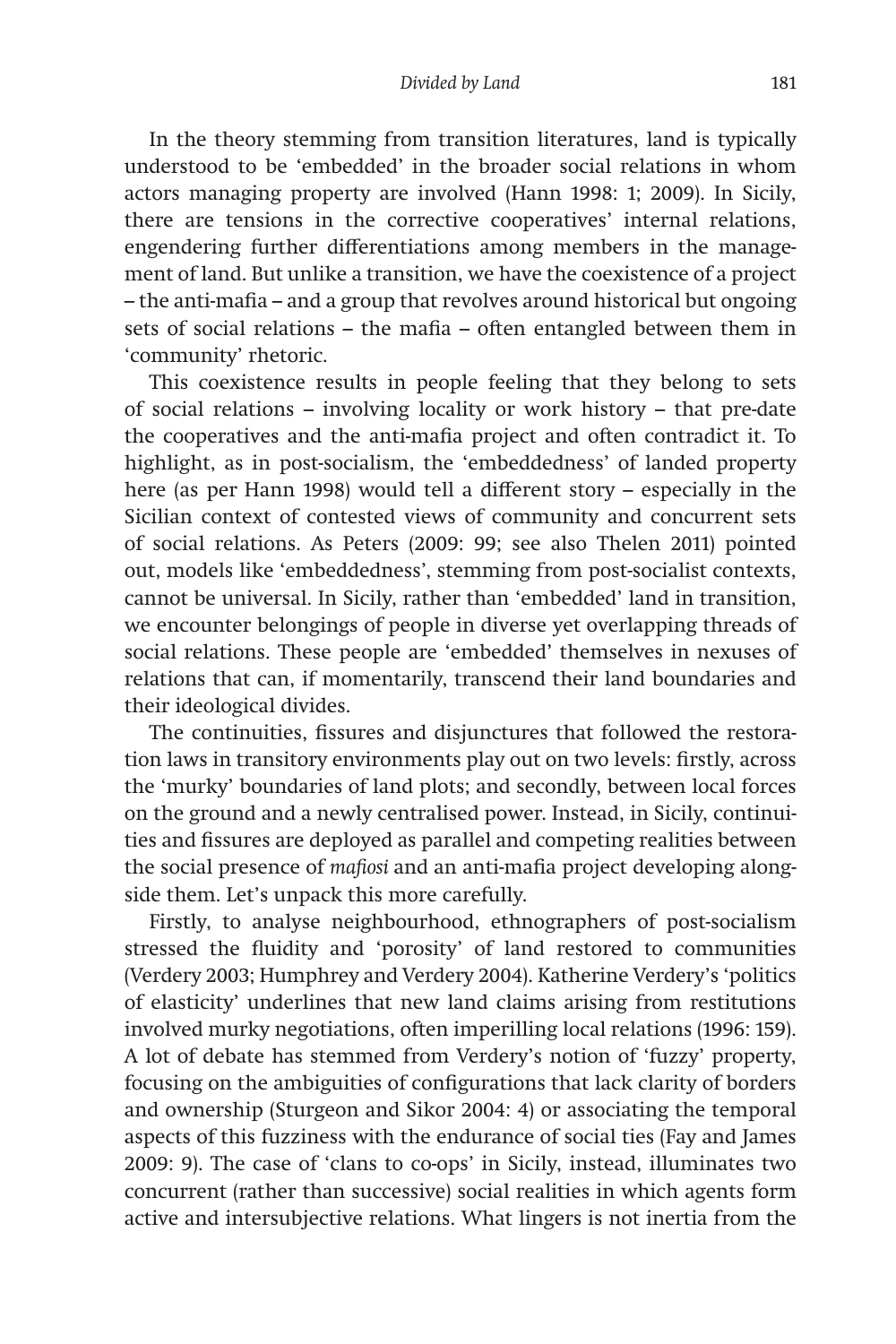In the theory stemming from transition literatures, land is typically understood to be 'embedded' in the broader social relations in whom actors managing property are involved (Hann 1998: 1; 2009). In Sicily, there are tensions in the corrective cooperatives' internal relations, engendering further differentiations among members in the management of land. But unlike a transition, we have the coexistence of a project – the anti-mafia – and a group that revolves around historical but ongoing sets of social relations – the mafia – often entangled between them in 'community' rhetoric.

This coexistence results in people feeling that they belong to sets of social relations – involving locality or work history – that pre-date the cooperatives and the anti-mafia project and often contradict it. To highlight, as in post-socialism, the 'embeddedness' of landed property here (as per Hann 1998) would tell a different story – especially in the Sicilian context of contested views of community and concurrent sets of social relations. As Peters (2009: 99; see also Thelen 2011) pointed out, models like 'embeddedness', stemming from post-socialist contexts, cannot be universal. In Sicily, rather than 'embedded' land in transition, we encounter belongings of people in diverse yet overlapping threads of social relations. These people are 'embedded' themselves in nexuses of relations that can, if momentarily, transcend their land boundaries and their ideological divides.

The continuities, fissures and disjunctures that followed the restoration laws in transitory environments play out on two levels: firstly, across the 'murky' boundaries of land plots; and secondly, between local forces on the ground and a newly centralised power. Instead, in Sicily, continuities and fissures are deployed as parallel and competing realities between the social presence of *mafiosi* and an anti-mafia project developing alongside them. Let's unpack this more carefully.

Firstly, to analyse neighbourhood, ethnographers of post-socialism stressed the fluidity and 'porosity' of land restored to communities (Verdery 2003; Humphrey and Verdery 2004). Katherine Verdery's 'politics of elasticity' underlines that new land claims arising from restitutions involved murky negotiations, often imperilling local relations (1996: 159). A lot of debate has stemmed from Verdery's notion of 'fuzzy' property, focusing on the ambiguities of configurations that lack clarity of borders and ownership (Sturgeon and Sikor 2004: 4) or associating the temporal aspects of this fuzziness with the endurance of social ties (Fay and James 2009: 9). The case of 'clans to co-ops' in Sicily, instead, illuminates two concurrent (rather than successive) social realities in which agents form active and intersubjective relations. What lingers is not inertia from the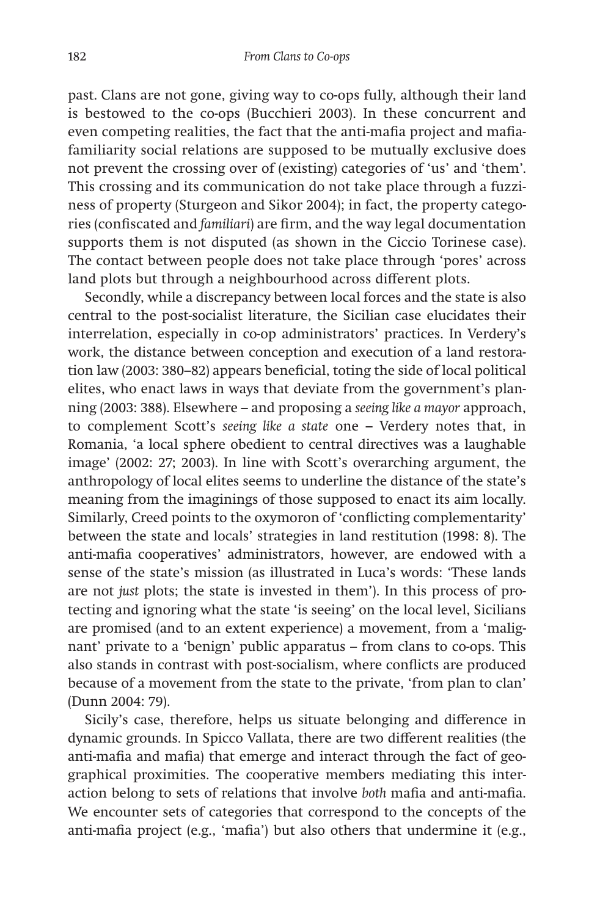past. Clans are not gone, giving way to co-ops fully, although their land is bestowed to the co-ops (Bucchieri 2003). In these concurrent and even competing realities, the fact that the anti-mafia project and mafia-familiarity social relations are supposed to be mutually exclusive does not prevent the crossing over of (existing) categories of 'us' and 'them'. This crossing and its communication do not take place through a fuzziness of property (Sturgeon and Sikor 2004); in fact, the property categories (confiscated and *familiari*) are firm, and the way legal documentation supports them is not disputed (as shown in the Ciccio Torinese case). The contact between people does not take place through 'pores' across land plots but through a neighbourhood across different plots.

Secondly, while a discrepancy between local forces and the state is also central to the post-socialist literature, the Sicilian case elucidates their interrelation, especially in co-op administrators' practices. In Verdery's work, the distance between conception and execution of a land restoration law (2003: 380–82) appears beneficial, toting the side of local political elites, who enact laws in ways that deviate from the government's planning (2003: 388). Elsewhere – and proposing a *seeing like a mayor* approach, to complement Scott's *seeing like a state* one – Verdery notes that, in Romania, 'a local sphere obedient to central directives was a laughable image' (2002: 27; 2003). In line with Scott's overarching argument, the anthropology of local elites seems to underline the distance of the state's meaning from the imaginings of those supposed to enact its aim locally. Similarly, Creed points to the oxymoron of 'conflicting complementarity' between the state and locals' strategies in land restitution (1998: 8). The anti-mafia cooperatives' administrators, however, are endowed with a sense of the state's mission (as illustrated in Luca's words: 'These lands are not *just* plots; the state is invested in them'). In this process of protecting and ignoring what the state 'is seeing' on the local level, Sicilians are promised (and to an extent experience) a movement, from a 'malignant' private to a 'benign' public apparatus – from clans to co-ops. This also stands in contrast with post-socialism, where conflicts are produced because of a movement from the state to the private, 'from plan to clan' (Dunn 2004: 79).

Sicily's case, therefore, helps us situate belonging and difference in dynamic grounds. In Spicco Vallata, there are two different realities (the anti-mafia and mafia) that emerge and interact through the fact of geographical proximities. The cooperative members mediating this interaction belong to sets of relations that involve *both* mafia and anti-mafia. We encounter sets of categories that correspond to the concepts of the anti-mafia project (e.g., 'mafia') but also others that undermine it (e.g.,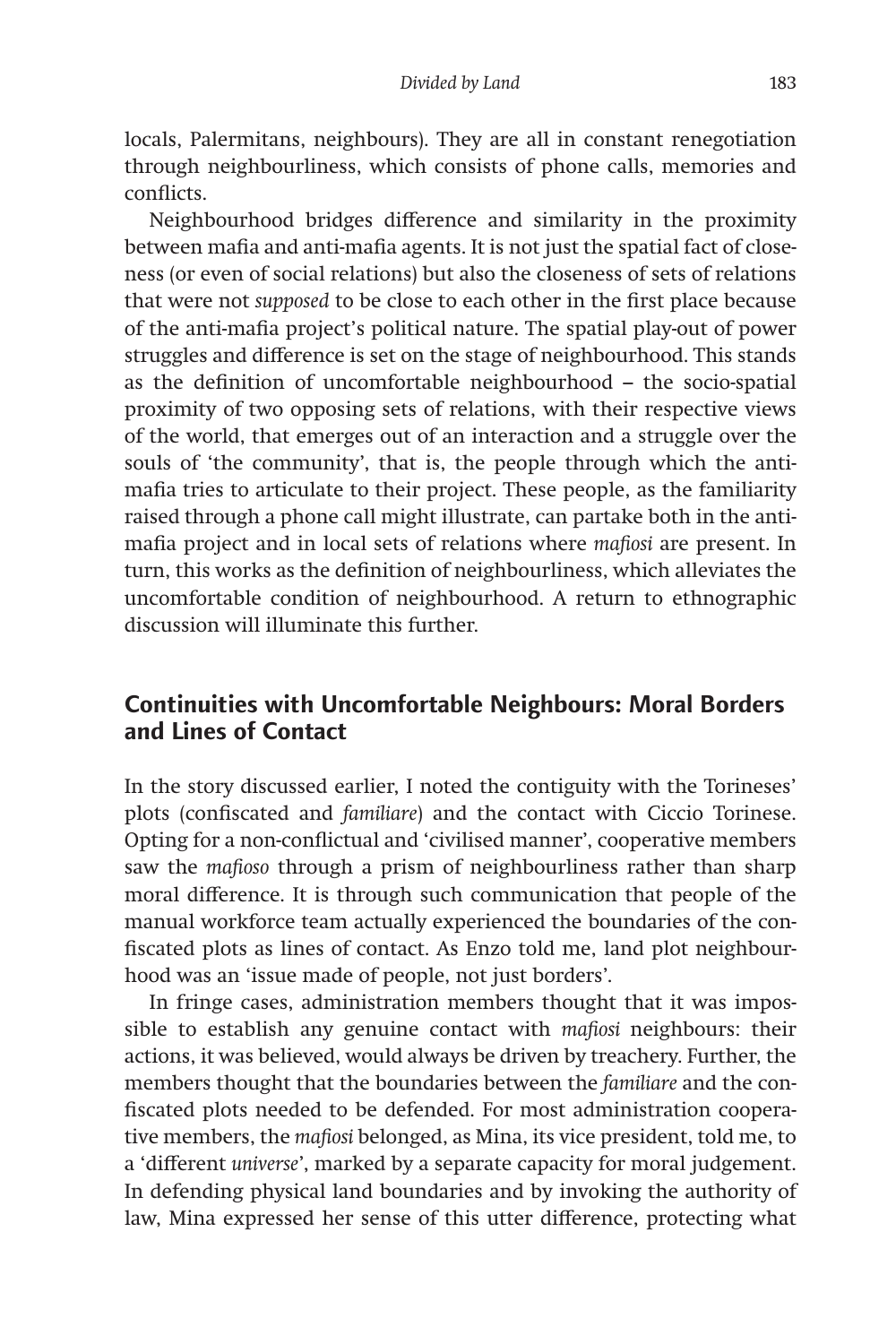locals, Palermitans, neighbours). They are all in constant renegotiation through neighbourliness, which consists of phone calls, memories and conflicts.

Neighbourhood bridges difference and similarity in the proximity between mafia and anti-mafia agents. It is not just the spatial fact of closeness (or even of social relations) but also the closeness of sets of relations that were not *supposed* to be close to each other in the first place because of the anti-mafia project's political nature. The spatial play-out of power struggles and difference is set on the stage of neighbourhood. This stands as the definition of uncomfortable neighbourhood – the socio-spatial proximity of two opposing sets of relations, with their respective views of the world, that emerges out of an interaction and a struggle over the souls of 'the community', that is, the people through which the anti-mafia tries to articulate to their project. These people, as the familiarity raised through a phone call might illustrate, can partake both in the anti-mafia project and in local sets of relations where *mafiosi* are present. In turn, this works as the definition of neighbourliness, which alleviates the uncomfortable condition of neighbourhood. A return to ethnographic discussion will illuminate this further.

## Continuities with Uncomfortable Neighbours: Moral Borders and Lines of Contact

In the story discussed earlier, I noted the contiguity with the Torineses' plots (confiscated and *familiare*) and the contact with Ciccio Torinese. Opting for a non-conflictual and 'civilised manner', cooperative members saw the *mafioso* through a prism of neighbourliness rather than sharp moral difference. It is through such communication that people of the manual workforce team actually experienced the boundaries of the confiscated plots as lines of contact. As Enzo told me, land plot neighbourhood was an 'issue made of people, not just borders'.

In fringe cases, administration members thought that it was impossible to establish any genuine contact with *mafiosi* neighbours: their actions, it was believed, would always be driven by treachery. Further, the members thought that the boundaries between the *familiare* and the confiscated plots needed to be defended. For most administration cooperative members, the *mafiosi* belonged, as Mina, its vice president, told me, to a 'different *universe*', marked by a separate capacity for moral judgement. In defending physical land boundaries and by invoking the authority of law, Mina expressed her sense of this utter difference, protecting what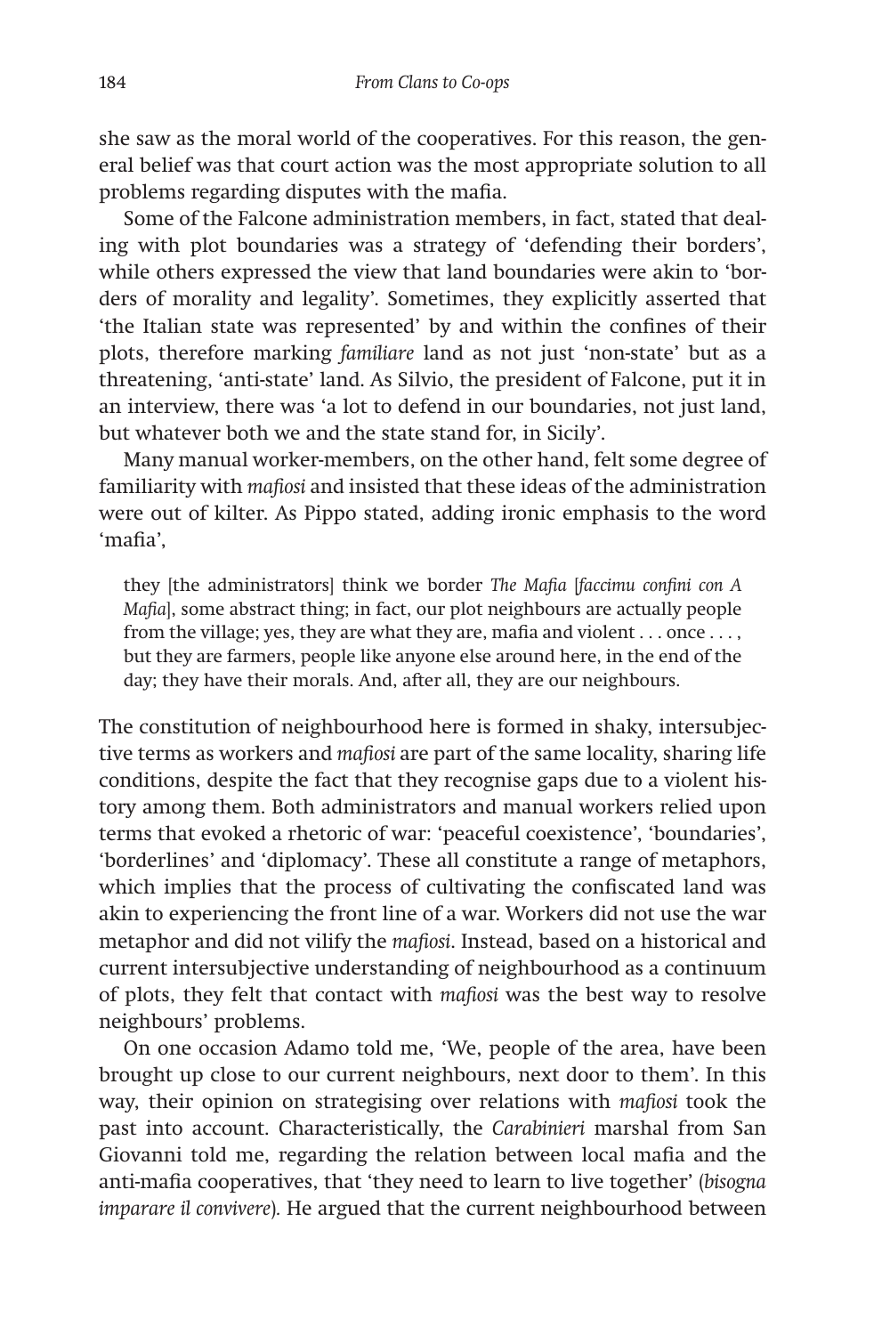she saw as the moral world of the cooperatives. For this reason, the general belief was that court action was the most appropriate solution to all problems regarding disputes with the mafia.

Some of the Falcone administration members, in fact, stated that dealing with plot boundaries was a strategy of 'defending their borders', while others expressed the view that land boundaries were akin to 'borders of morality and legality'. Sometimes, they explicitly asserted that 'the Italian state was represented' by and within the confines of their plots, therefore marking *familiare* land as not just 'non-state' but as a threatening, 'anti-state' land. As Silvio, the president of Falcone, put it in an interview, there was 'a lot to defend in our boundaries, not just land, but whatever both we and the state stand for, in Sicily'.

Many manual worker-members, on the other hand, felt some degree of familiarity with *mafiosi* and insisted that these ideas of the administration were out of kilter. As Pippo stated, adding ironic emphasis to the word 'mafia',

> they [the administrators] think we border *The Mafia* [*faccimu confini con A Mafia*], some abstract thing; in fact, our plot neighbours are actually people from the village; yes, they are what they are, mafia and violent . . . once . . . , but they are farmers, people like anyone else around here, in the end of the day; they have their morals. And, after all, they are our neighbours.

The constitution of neighbourhood here is formed in shaky, intersubjective terms as workers and *mafiosi* are part of the same locality, sharing life conditions, despite the fact that they recognise gaps due to a violent history among them. Both administrators and manual workers relied upon terms that evoked a rhetoric of war: 'peaceful coexistence', 'boundaries', 'borderlines' and 'diplomacy'. These all constitute a range of metaphors, which implies that the process of cultivating the confiscated land was akin to experiencing the front line of a war. Workers did not use the war metaphor and did not vilify the *mafiosi*. Instead, based on a historical and current intersubjective understanding of neighbourhood as a continuum of plots, they felt that contact with *mafiosi* was the best way to resolve neighbours' problems.

On one occasion Adamo told me, 'We, people of the area, have been brought up close to our current neighbours, next door to them'. In this way, their opinion on strategising over relations with *mafiosi* took the past into account. Characteristically, the *Carabinieri* marshal from San Giovanni told me, regarding the relation between local mafia and the anti-mafia cooperatives, that 'they need to learn to live together' (*bisogna imparare il convivere*). He argued that the current neighbourhood between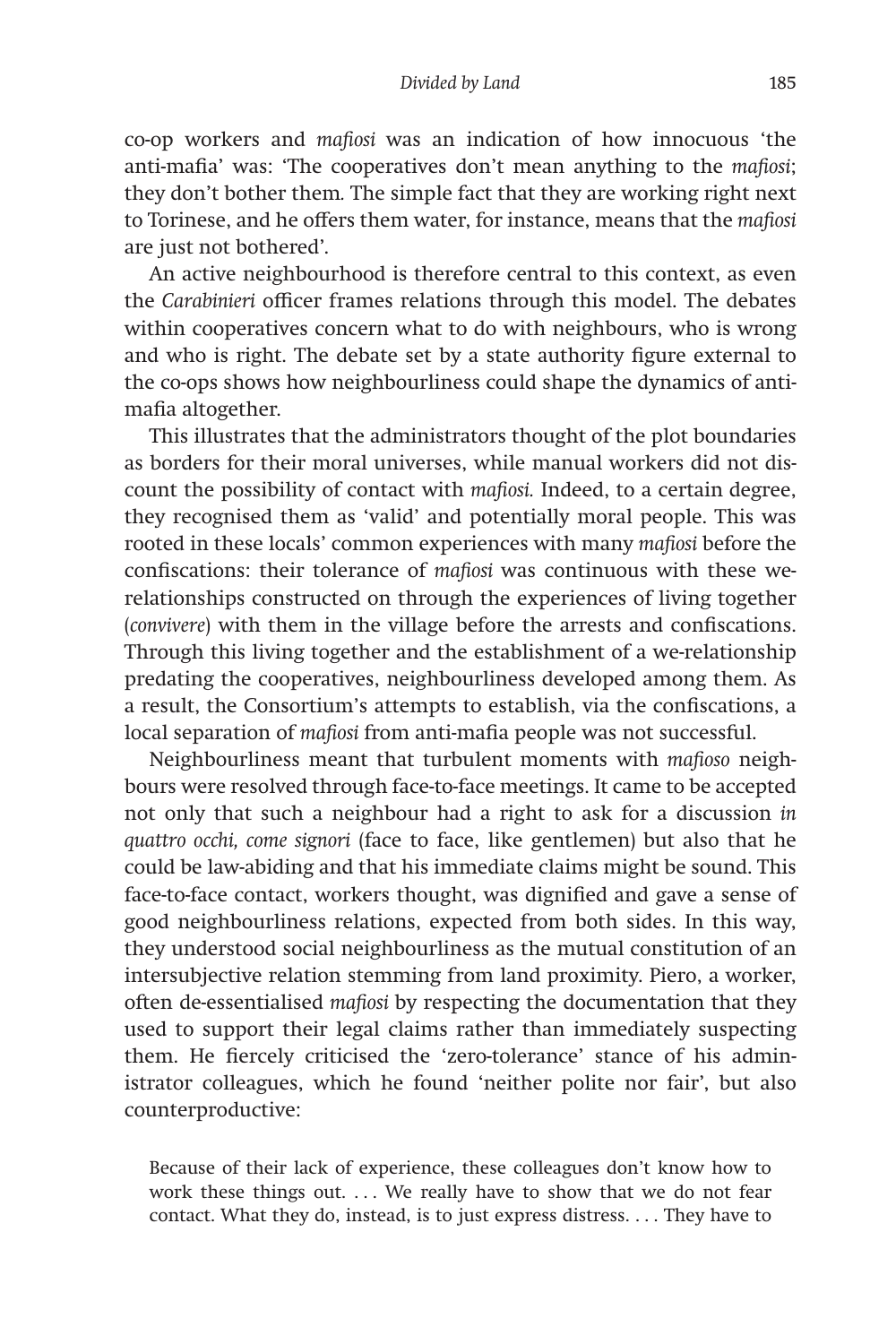co-op workers and *mafiosi* was an indication of how innocuous 'the anti-mafia' was: 'The cooperatives don't mean anything to the *mafiosi*; they don't bother them. The simple fact that they are working right next to Torinese, and he offers them water, for instance, means that the *mafiosi* are just not bothered'.

An active neighbourhood is therefore central to this context, as even the *Carabinieri* officer frames relations through this model. The debates within cooperatives concern what to do with neighbours, who is wrong and who is right. The debate set by a state authority figure external to the co-ops shows how neighbourliness could shape the dynamics of anti-mafia altogether.

This illustrates that the administrators thought of the plot boundaries as borders for their moral universes, while manual workers did not discount the possibility of contact with *mafiosi.* Indeed, to a certain degree, they recognised them as 'valid' and potentially moral people. This was rooted in these locals' common experiences with many *mafiosi* before the confiscations: their tolerance of *mafiosi* was continuous with these we-relationships constructed on through the experiences of living together (*convivere*) with them in the village before the arrests and confiscations. Through this living together and the establishment of a we-relationship predating the cooperatives, neighbourliness developed among them. As a result, the Consortium's attempts to establish, via the confiscations, a local separation of *mafiosi* from anti-mafia people was not successful.

Neighbourliness meant that turbulent moments with *mafioso* neighbours were resolved through face-to-face meetings. It came to be accepted not only that such a neighbour had a right to ask for a discussion *in quattro occhi, come signori* (face to face, like gentlemen) but also that he could be law-abiding and that his immediate claims might be sound. This face-to-face contact, workers thought, was dignified and gave a sense of good neighbourliness relations, expected from both sides. In this way, they understood social neighbourliness as the mutual constitution of an intersubjective relation stemming from land proximity. Piero, a worker, often de-essentialised *mafiosi* by respecting the documentation that they used to support their legal claims rather than immediately suspecting them. He fiercely criticised the 'zero-tolerance' stance of his administrator colleagues, which he found 'neither polite nor fair', but also counterproductive:

> Because of their lack of experience, these colleagues don't know how to work these things out. . . . We really have to show that we do not fear contact. What they do, instead, is to just express distress. . . . They have to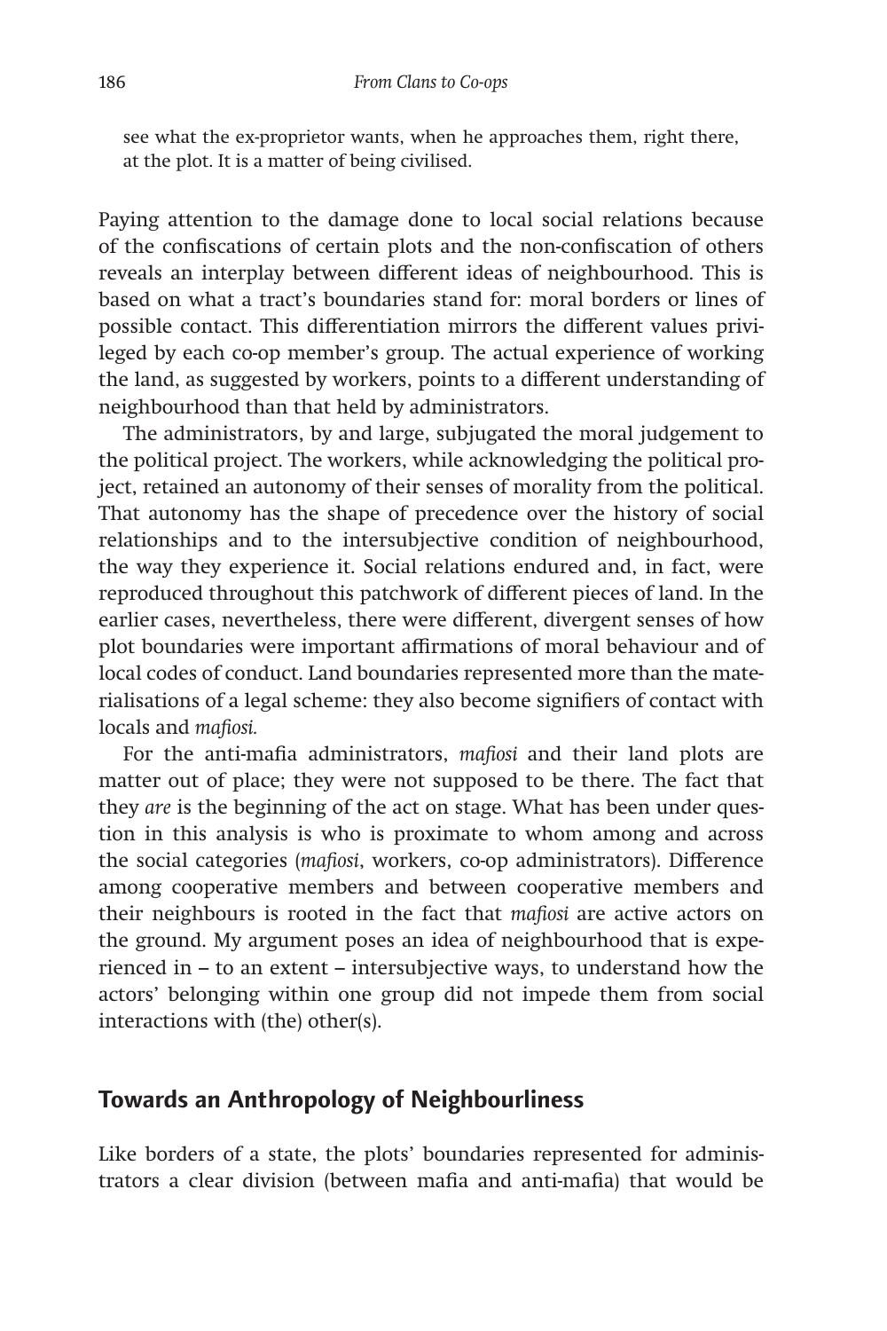see what the ex-proprietor wants, when he approaches them, right there, at the plot. It is a matter of being civilised.

Paying attention to the damage done to local social relations because of the confiscations of certain plots and the non-confiscation of others reveals an interplay between different ideas of neighbourhood. This is based on what a tract's boundaries stand for: moral borders or lines of possible contact. This differentiation mirrors the different values privileged by each co-op member's group. The actual experience of working the land, as suggested by workers, points to a different understanding of neighbourhood than that held by administrators.

The administrators, by and large, subjugated the moral judgement to the political project. The workers, while acknowledging the political project, retained an autonomy of their senses of morality from the political. That autonomy has the shape of precedence over the history of social relationships and to the intersubjective condition of neighbourhood, the way they experience it. Social relations endured and, in fact, were reproduced throughout this patchwork of different pieces of land. In the earlier cases, nevertheless, there were different, divergent senses of how plot boundaries were important affirmations of moral behaviour and of local codes of conduct. Land boundaries represented more than the materialisations of a legal scheme: they also become signifiers of contact with locals and *mafiosi.*

For the anti-mafia administrators, *mafiosi* and their land plots are matter out of place; they were not supposed to be there. The fact that they *are* is the beginning of the act on stage. What has been under question in this analysis is who is proximate to whom among and across the social categories (*mafiosi*, workers, co-op administrators). Difference among cooperative members and between cooperative members and their neighbours is rooted in the fact that *mafiosi* are active actors on the ground. My argument poses an idea of neighbourhood that is experienced in – to an extent – intersubjective ways, to understand how the actors' belonging within one group did not impede them from social interactions with (the) other(s).

## Towards an Anthropology of Neighbourliness

Like borders of a state, the plots' boundaries represented for administrators a clear division (between mafia and anti-mafia) that would be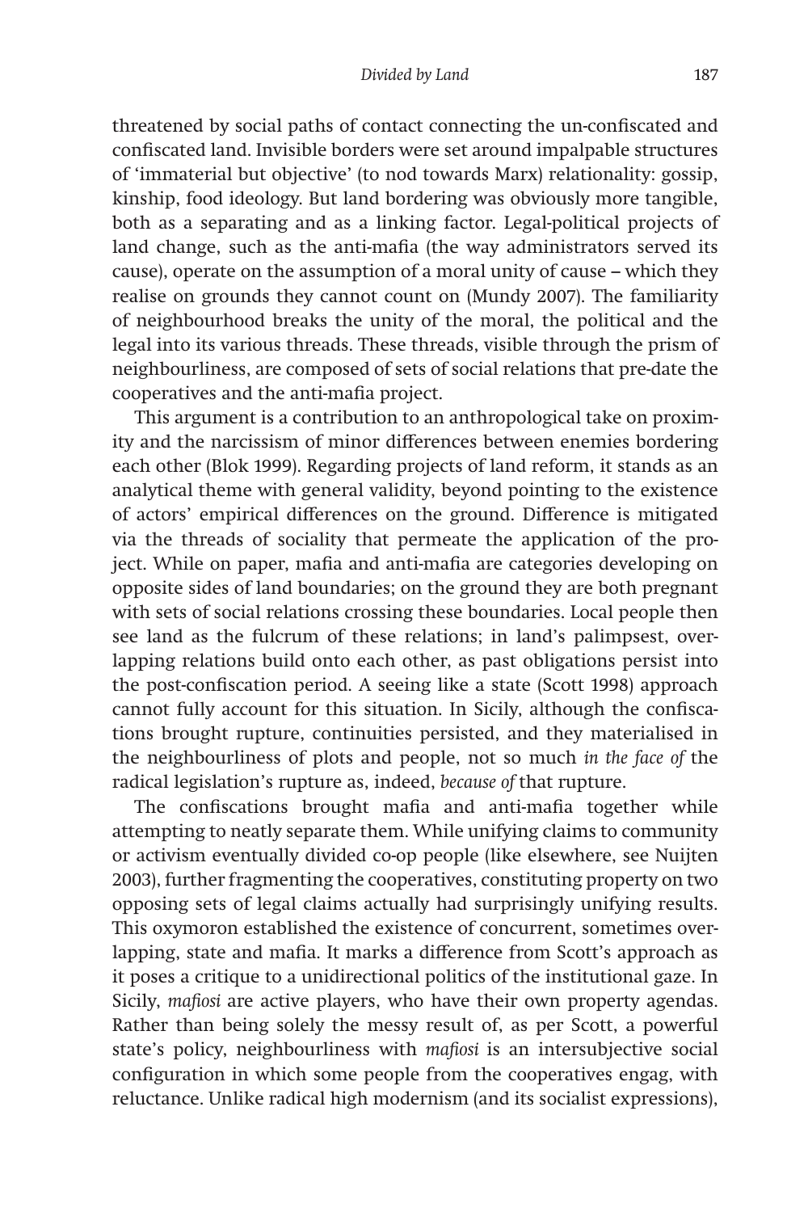threatened by social paths of contact connecting the un-confiscated and confiscated land. Invisible borders were set around impalpable structures of 'immaterial but objective' (to nod towards Marx) relationality: gossip, kinship, food ideology. But land bordering was obviously more tangible, both as a separating and as a linking factor. Legal-political projects of land change, such as the anti-mafia (the way administrators served its cause), operate on the assumption of a moral unity of cause – which they realise on grounds they cannot count on (Mundy 2007). The familiarity of neighbourhood breaks the unity of the moral, the political and the legal into its various threads. These threads, visible through the prism of neighbourliness, are composed of sets of social relations that pre-date the cooperatives and the anti-mafia project.

This argument is a contribution to an anthropological take on proximity and the narcissism of minor differences between enemies bordering each other (Blok 1999). Regarding projects of land reform, it stands as an analytical theme with general validity, beyond pointing to the existence of actors' empirical differences on the ground. Difference is mitigated via the threads of sociality that permeate the application of the project. While on paper, mafia and anti-mafia are categories developing on opposite sides of land boundaries; on the ground they are both pregnant with sets of social relations crossing these boundaries. Local people then see land as the fulcrum of these relations; in land's palimpsest, overlapping relations build onto each other, as past obligations persist into the post-confiscation period. A seeing like a state (Scott 1998) approach cannot fully account for this situation. In Sicily, although the confiscations brought rupture, continuities persisted, and they materialised in the neighbourliness of plots and people, not so much *in the face of* the radical legislation's rupture as, indeed, *because of* that rupture.

The confiscations brought mafia and anti-mafia together while attempting to neatly separate them. While unifying claims to community or activism eventually divided co-op people (like elsewhere, see Nuijten 2003), further fragmenting the cooperatives, constituting property on two opposing sets of legal claims actually had surprisingly unifying results. This oxymoron established the existence of concurrent, sometimes overlapping, state and mafia. It marks a difference from Scott's approach as it poses a critique to a unidirectional politics of the institutional gaze. In Sicily, *mafiosi* are active players, who have their own property agendas. Rather than being solely the messy result of, as per Scott, a powerful state's policy, neighbourliness with *mafiosi* is an intersubjective social configuration in which some people from the cooperatives engag, with reluctance. Unlike radical high modernism (and its socialist expressions),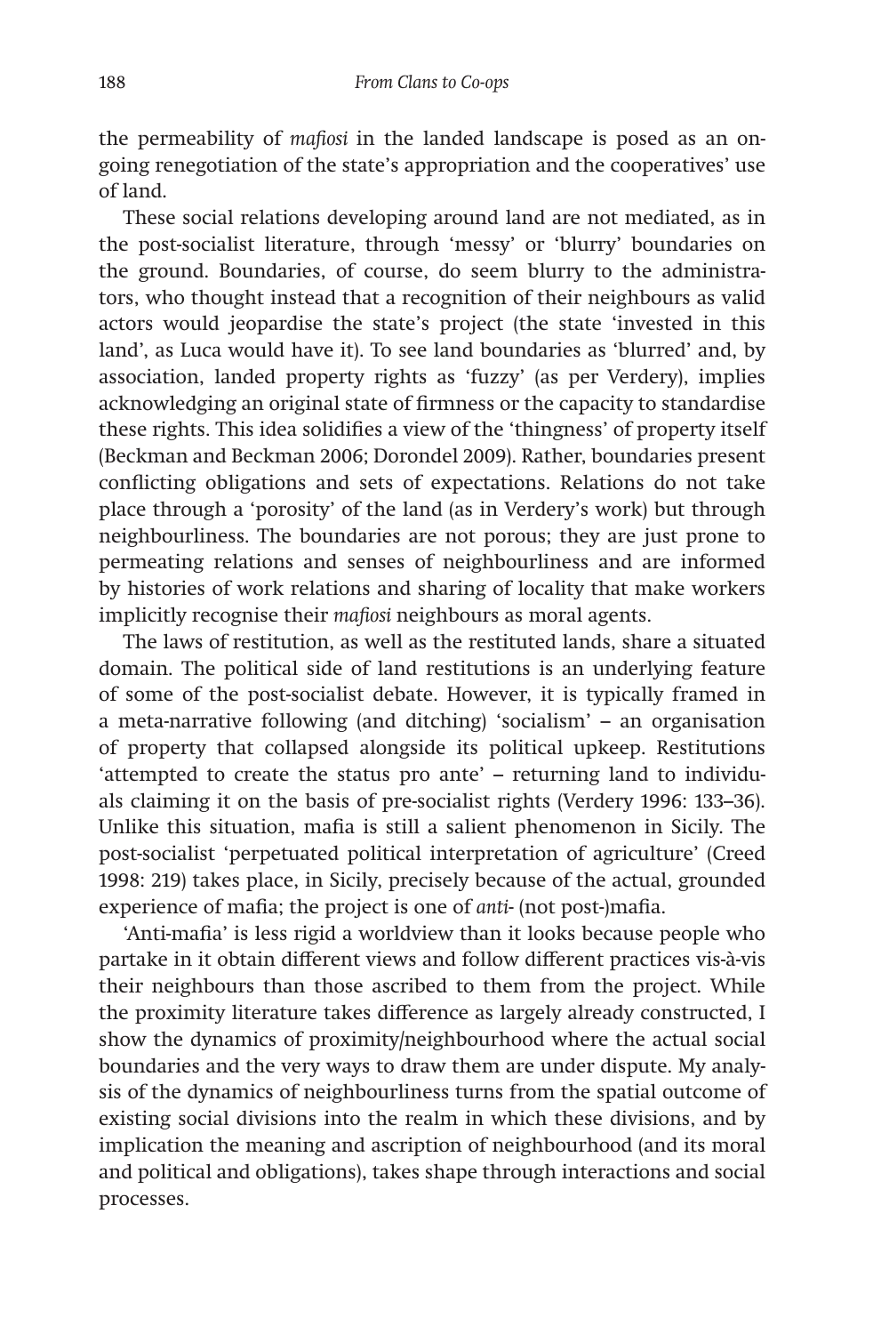the permeability of *mafiosi* in the landed landscape is posed as an ongoing renegotiation of the state's appropriation and the cooperatives' use of land.

These social relations developing around land are not mediated, as in the post-socialist literature, through 'messy' or 'blurry' boundaries on the ground. Boundaries, of course, do seem blurry to the administrators, who thought instead that a recognition of their neighbours as valid actors would jeopardise the state's project (the state 'invested in this land', as Luca would have it). To see land boundaries as 'blurred' and, by association, landed property rights as 'fuzzy' (as per Verdery), implies acknowledging an original state of firmness or the capacity to standardise these rights. This idea solidifies a view of the 'thingness' of property itself (Beckman and Beckman 2006; Dorondel 2009). Rather, boundaries present conflicting obligations and sets of expectations. Relations do not take place through a 'porosity' of the land (as in Verdery's work) but through neighbourliness. The boundaries are not porous; they are just prone to permeating relations and senses of neighbourliness and are informed by histories of work relations and sharing of locality that make workers implicitly recognise their *mafiosi* neighbours as moral agents.

The laws of restitution, as well as the restituted lands, share a situated domain. The political side of land restitutions is an underlying feature of some of the post-socialist debate. However, it is typically framed in a meta-narrative following (and ditching) 'socialism' – an organisation of property that collapsed alongside its political upkeep. Restitutions 'attempted to create the status pro ante' – returning land to individuals claiming it on the basis of pre-socialist rights (Verdery 1996: 133–36). Unlike this situation, mafia is still a salient phenomenon in Sicily. The post-socialist 'perpetuated political interpretation of agriculture' (Creed 1998: 219) takes place, in Sicily, precisely because of the actual, grounded experience of mafia; the project is one of *anti-* (not post-)mafia.

'Anti-mafia' is less rigid a worldview than it looks because people who partake in it obtain different views and follow different practices vis-à-vis their neighbours than those ascribed to them from the project. While the proximity literature takes difference as largely already constructed, I show the dynamics of proximity/neighbourhood where the actual social boundaries and the very ways to draw them are under dispute. My analysis of the dynamics of neighbourliness turns from the spatial outcome of existing social divisions into the realm in which these divisions, and by implication the meaning and ascription of neighbourhood (and its moral and political and obligations), takes shape through interactions and social processes.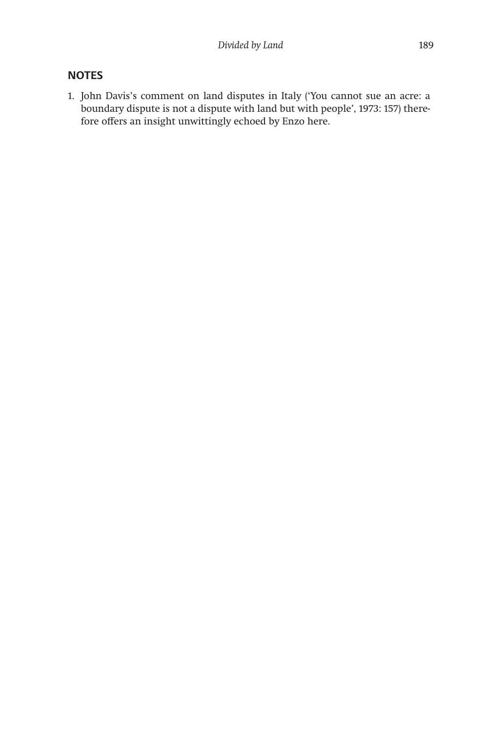## NOTES

1. John Davis's comment on land disputes in Italy ('You cannot sue an acre: a boundary dispute is not a dispute with land but with people', 1973: 157) therefore offers an insight unwittingly echoed by Enzo here.